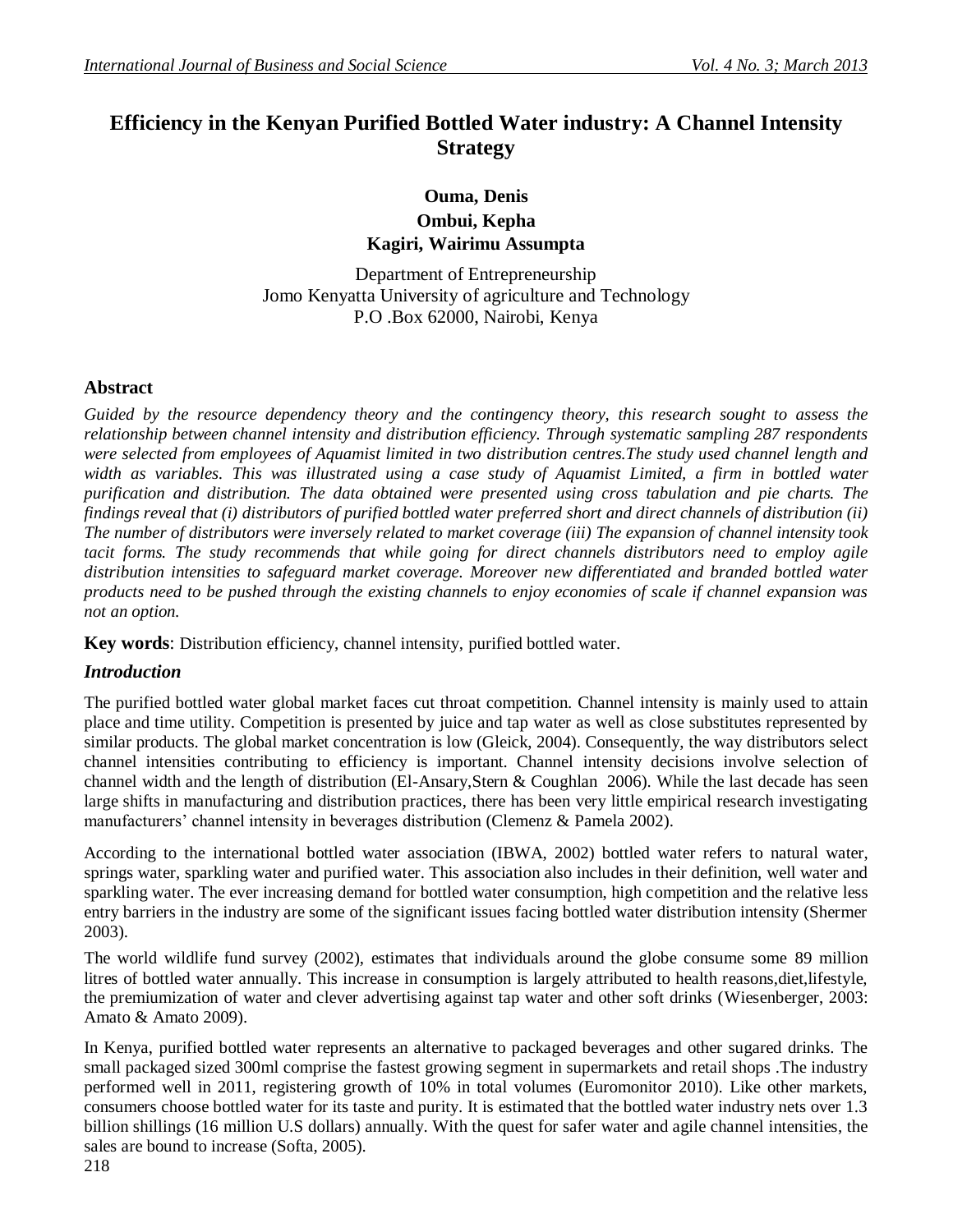# Efficiency in the Kenyan Purified Bottled Water industry: A Channel Intensity Strategy

**Ouma, Denis**
**Ombui, Kepha**
**Kagiri, Wairimu Assumpta**

Department of Entrepreneurship
Jomo Kenyatta University of agriculture and Technology
P.O .Box 62000, Nairobi, Kenya

## Abstract

*Guided by the resource dependency theory and the contingency theory, this research sought to assess the relationship between channel intensity and distribution efficiency. Through systematic sampling 287 respondents were selected from employees of Aquamist limited in two distribution centres.The study used channel length and width as variables. This was illustrated using a case study of Aquamist Limited, a firm in bottled water purification and distribution. The data obtained were presented using cross tabulation and pie charts. The findings reveal that (i) distributors of purified bottled water preferred short and direct channels of distribution (ii) The number of distributors were inversely related to market coverage (iii) The expansion of channel intensity took tacit forms. The study recommends that while going for direct channels distributors need to employ agile distribution intensities to safeguard market coverage. Moreover new differentiated and branded bottled water products need to be pushed through the existing channels to enjoy economies of scale if channel expansion was not an option.*

**Key words**: Distribution efficiency, channel intensity, purified bottled water.

## *Introduction*

The purified bottled water global market faces cut throat competition. Channel intensity is mainly used to attain place and time utility. Competition is presented by juice and tap water as well as close substitutes represented by similar products. The global market concentration is low (Gleick, 2004). Consequently, the way distributors select channel intensities contributing to efficiency is important. Channel intensity decisions involve selection of channel width and the length of distribution (El-Ansary,Stern & Coughlan 2006). While the last decade has seen large shifts in manufacturing and distribution practices, there has been very little empirical research investigating manufacturers' channel intensity in beverages distribution (Clemenz & Pamela 2002).

According to the international bottled water association (IBWA, 2002) bottled water refers to natural water, springs water, sparkling water and purified water. This association also includes in their definition, well water and sparkling water. The ever increasing demand for bottled water consumption, high competition and the relative less entry barriers in the industry are some of the significant issues facing bottled water distribution intensity (Shermer 2003).

The world wildlife fund survey (2002), estimates that individuals around the globe consume some 89 million litres of bottled water annually. This increase in consumption is largely attributed to health reasons,diet,lifestyle, the premiumization of water and clever advertising against tap water and other soft drinks (Wiesenberger, 2003: Amato & Amato 2009).

In Kenya, purified bottled water represents an alternative to packaged beverages and other sugared drinks. The small packaged sized 300ml comprise the fastest growing segment in supermarkets and retail shops .The industry performed well in 2011, registering growth of 10% in total volumes (Euromonitor 2010). Like other markets, consumers choose bottled water for its taste and purity. It is estimated that the bottled water industry nets over 1.3 billion shillings (16 million U.S dollars) annually. With the quest for safer water and agile channel intensities, the sales are bound to increase (Softa, 2005).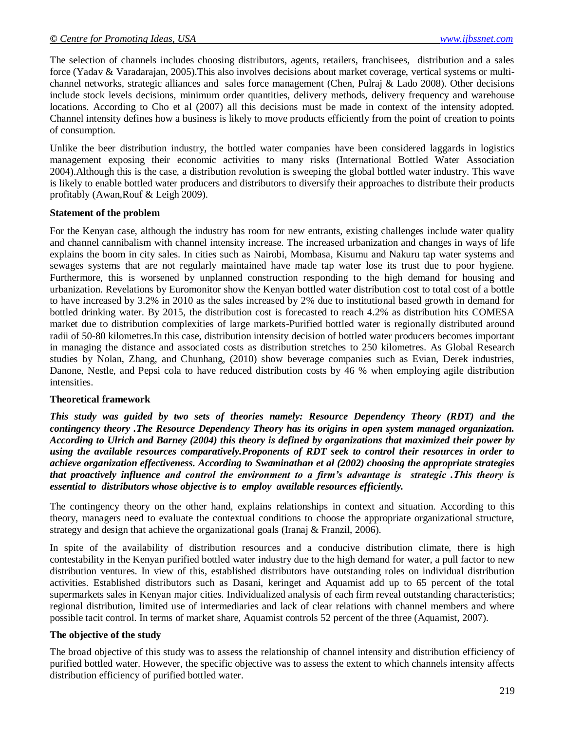The selection of channels includes choosing distributors, agents, retailers, franchisees, distribution and a sales force (Yadav & Varadarajan, 2005).This also involves decisions about market coverage, vertical systems or multi-channel networks, strategic alliances and sales force management (Chen, Pulraj & Lado 2008). Other decisions include stock levels decisions, minimum order quantities, delivery methods, delivery frequency and warehouse locations. According to Cho et al (2007) all this decisions must be made in context of the intensity adopted. Channel intensity defines how a business is likely to move products efficiently from the point of creation to points of consumption.

Unlike the beer distribution industry, the bottled water companies have been considered laggards in logistics management exposing their economic activities to many risks (International Bottled Water Association 2004).Although this is the case, a distribution revolution is sweeping the global bottled water industry. This wave is likely to enable bottled water producers and distributors to diversify their approaches to distribute their products profitably (Awan,Rouf & Leigh 2009).

**Statement of the problem**

For the Kenyan case, although the industry has room for new entrants, existing challenges include water quality and channel cannibalism with channel intensity increase. The increased urbanization and changes in ways of life explains the boom in city sales. In cities such as Nairobi, Mombasa, Kisumu and Nakuru tap water systems and sewages systems that are not regularly maintained have made tap water lose its trust due to poor hygiene. Furthermore, this is worsened by unplanned construction responding to the high demand for housing and urbanization. Revelations by Euromonitor show the Kenyan bottled water distribution cost to total cost of a bottle to have increased by 3.2% in 2010 as the sales increased by 2% due to institutional based growth in demand for bottled drinking water. By 2015, the distribution cost is forecasted to reach 4.2% as distribution hits COMESA market due to distribution complexities of large markets-Purified bottled water is regionally distributed around radii of 50-80 kilometres.In this case, distribution intensity decision of bottled water producers becomes important in managing the distance and associated costs as distribution stretches to 250 kilometres. As Global Research studies by Nolan, Zhang, and Chunhang, (2010) show beverage companies such as Evian, Derek industries, Danone, Nestle, and Pepsi cola to have reduced distribution costs by 46 % when employing agile distribution intensities.

**Theoretical framework**

***This study was guided by two sets of theories namely: Resource Dependency Theory (RDT) and the contingency theory .The Resource Dependency Theory has its origins in open system managed organization. According to Ulrich and Barney (2004) this theory is defined by organizations that maximized their power by using the available resources comparatively.Proponents of RDT seek to control their resources in order to achieve organization effectiveness. According to Swaminathan et al (2002) choosing the appropriate strategies that proactively influence and control the environment to a firm's advantage is strategic .This theory is essential to distributors whose objective is to employ available resources efficiently.***

The contingency theory on the other hand, explains relationships in context and situation. According to this theory, managers need to evaluate the contextual conditions to choose the appropriate organizational structure, strategy and design that achieve the organizational goals (Iranaj & Franzil, 2006).

In spite of the availability of distribution resources and a conducive distribution climate, there is high contestability in the Kenyan purified bottled water industry due to the high demand for water, a pull factor to new distribution ventures. In view of this, established distributors have outstanding roles on individual distribution activities. Established distributors such as Dasani, keringet and Aquamist add up to 65 percent of the total supermarkets sales in Kenyan major cities. Individualized analysis of each firm reveal outstanding characteristics; regional distribution, limited use of intermediaries and lack of clear relations with channel members and where possible tacit control. In terms of market share, Aquamist controls 52 percent of the three (Aquamist, 2007).

**The objective of the study**

The broad objective of this study was to assess the relationship of channel intensity and distribution efficiency of purified bottled water. However, the specific objective was to assess the extent to which channels intensity affects distribution efficiency of purified bottled water.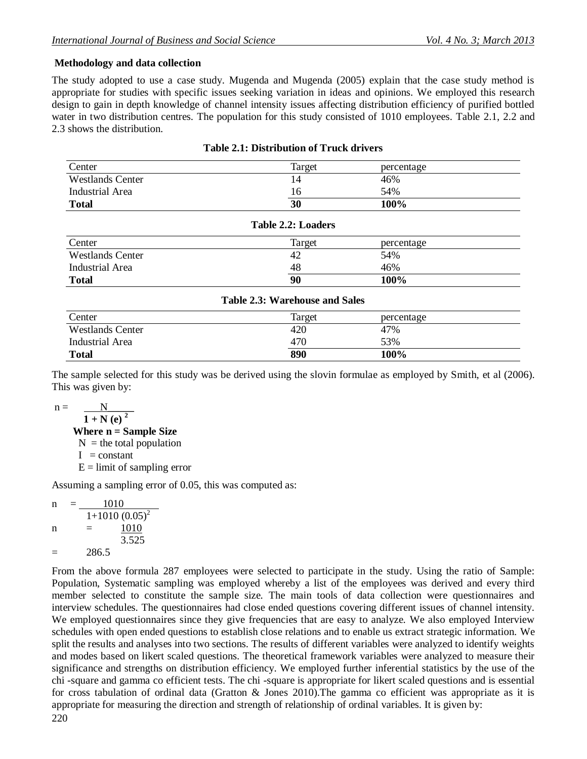**Methodology and data collection**

The study adopted to use a case study. Mugenda and Mugenda (2005) explain that the case study method is appropriate for studies with specific issues seeking variation in ideas and opinions. We employed this research design to gain in depth knowledge of channel intensity issues affecting distribution efficiency of purified bottled water in two distribution centres. The population for this study consisted of 1010 employees. Table 2.1, 2.2 and 2.3 shows the distribution.

**Table 2.1: Distribution of Truck drivers**

| Center | Target | percentage |
|---|---|---|
| Westlands Center | 14 | 46% |
| Industrial Area | 16 | 54% |
| **Total** | **30** | **100%** |

**Table 2.2: Loaders**

| Center | Target | percentage |
|---|---|---|
| Westlands Center | 42 | 54% |
| Industrial Area | 48 | 46% |
| **Total** | **90** | **100%** |

**Table 2.3: Warehouse and Sales**

| Center | Target | percentage |
|---|---|---|
| Westlands Center | 420 | 47% |
| Industrial Area | 470 | 53% |
| **Total** | **890** | **100%** |

The sample selected for this study was be derived using the slovin formulae as employed by Smith, et al (2006). This was given by:

$$n = \frac{N}{1 + N(e)^2}$$

**Where n = Sample Size**

N = the total population

I = constant

E = limit of sampling error

Assuming a sampling error of 0.05, this was computed as:

$$n = \frac{1010}{1+1010\,(0.05)^2}$$

$$n = \frac{1010}{3.525}$$

$$= 286.5$$

From the above formula 287 employees were selected to participate in the study. Using the ratio of Sample: Population, Systematic sampling was employed whereby a list of the employees was derived and every third member selected to constitute the sample size. The main tools of data collection were questionnaires and interview schedules. The questionnaires had close ended questions covering different issues of channel intensity. We employed questionnaires since they give frequencies that are easy to analyze. We also employed Interview schedules with open ended questions to establish close relations and to enable us extract strategic information. We split the results and analyses into two sections. The results of different variables were analyzed to identify weights and modes based on likert scaled questions. The theoretical framework variables were analyzed to measure their significance and strengths on distribution efficiency. We employed further inferential statistics by the use of the chi -square and gamma co efficient tests. The chi -square is appropriate for likert scaled questions and is essential for cross tabulation of ordinal data (Gratton & Jones 2010).The gamma co efficient was appropriate as it is appropriate for measuring the direction and strength of relationship of ordinal variables. It is given by: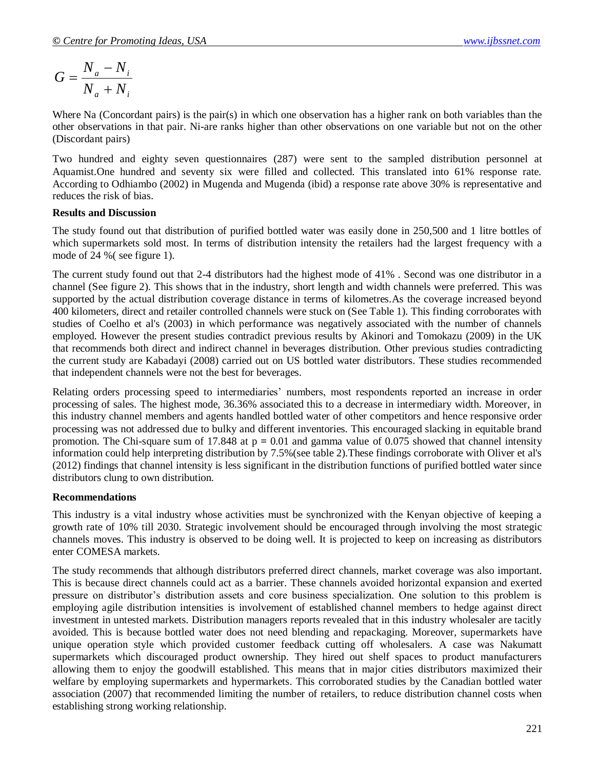$$G = \frac{N_a - N_i}{N_a + N_i}$$

Where Na (Concordant pairs) is the pair(s) in which one observation has a higher rank on both variables than the other observations in that pair. Ni-are ranks higher than other observations on one variable but not on the other (Discordant pairs)

Two hundred and eighty seven questionnaires (287) were sent to the sampled distribution personnel at Aquamist.One hundred and seventy six were filled and collected. This translated into 61% response rate. According to Odhiambo (2002) in Mugenda and Mugenda (ibid) a response rate above 30% is representative and reduces the risk of bias.

**Results and Discussion**

The study found out that distribution of purified bottled water was easily done in 250,500 and 1 litre bottles of which supermarkets sold most. In terms of distribution intensity the retailers had the largest frequency with a mode of 24 %( see figure 1).

The current study found out that 2-4 distributors had the highest mode of 41% . Second was one distributor in a channel (See figure 2). This shows that in the industry, short length and width channels were preferred. This was supported by the actual distribution coverage distance in terms of kilometres.As the coverage increased beyond 400 kilometers, direct and retailer controlled channels were stuck on (See Table 1). This finding corroborates with studies of Coelho et al's (2003) in which performance was negatively associated with the number of channels employed. However the present studies contradict previous results by Akinori and Tomokazu (2009) in the UK that recommends both direct and indirect channel in beverages distribution. Other previous studies contradicting the current study are Kabadayi (2008) carried out on US bottled water distributors. These studies recommended that independent channels were not the best for beverages.

Relating orders processing speed to intermediaries' numbers, most respondents reported an increase in order processing of sales. The highest mode, 36.36% associated this to a decrease in intermediary width. Moreover, in this industry channel members and agents handled bottled water of other competitors and hence responsive order processing was not addressed due to bulky and different inventories. This encouraged slacking in equitable brand promotion. The Chi-square sum of 17.848 at $p = 0.01$ and gamma value of 0.075 showed that channel intensity information could help interpreting distribution by 7.5%(see table 2).These findings corroborate with Oliver et al's (2012) findings that channel intensity is less significant in the distribution functions of purified bottled water since distributors clung to own distribution.

**Recommendations**

This industry is a vital industry whose activities must be synchronized with the Kenyan objective of keeping a growth rate of 10% till 2030. Strategic involvement should be encouraged through involving the most strategic channels moves. This industry is observed to be doing well. It is projected to keep on increasing as distributors enter COMESA markets.

The study recommends that although distributors preferred direct channels, market coverage was also important. This is because direct channels could act as a barrier. These channels avoided horizontal expansion and exerted pressure on distributor's distribution assets and core business specialization. One solution to this problem is employing agile distribution intensities is involvement of established channel members to hedge against direct investment in untested markets. Distribution managers reports revealed that in this industry wholesaler are tacitly avoided. This is because bottled water does not need blending and repackaging. Moreover, supermarkets have unique operation style which provided customer feedback cutting off wholesalers. A case was Nakumatt supermarkets which discouraged product ownership. They hired out shelf spaces to product manufacturers allowing them to enjoy the goodwill established. This means that in major cities distributors maximized their welfare by employing supermarkets and hypermarkets. This corroborated studies by the Canadian bottled water association (2007) that recommended limiting the number of retailers, to reduce distribution channel costs when establishing strong working relationship.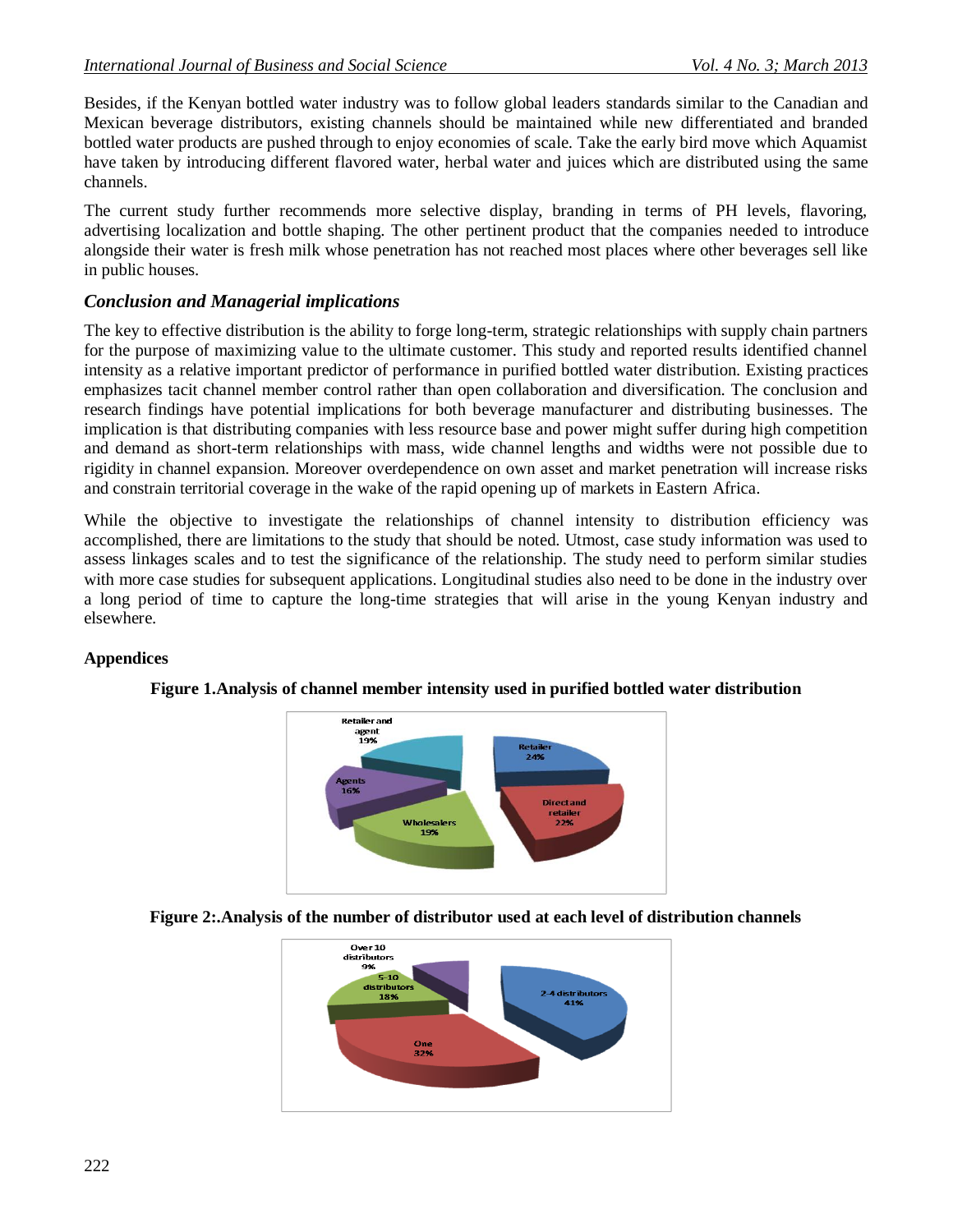Besides, if the Kenyan bottled water industry was to follow global leaders standards similar to the Canadian and Mexican beverage distributors, existing channels should be maintained while new differentiated and branded bottled water products are pushed through to enjoy economies of scale. Take the early bird move which Aquamist have taken by introducing different flavored water, herbal water and juices which are distributed using the same channels.

The current study further recommends more selective display, branding in terms of PH levels, flavoring, advertising localization and bottle shaping. The other pertinent product that the companies needed to introduce alongside their water is fresh milk whose penetration has not reached most places where other beverages sell like in public houses.

## *Conclusion and Managerial implications*

The key to effective distribution is the ability to forge long-term, strategic relationships with supply chain partners for the purpose of maximizing value to the ultimate customer. This study and reported results identified channel intensity as a relative important predictor of performance in purified bottled water distribution. Existing practices emphasizes tacit channel member control rather than open collaboration and diversification. The conclusion and research findings have potential implications for both beverage manufacturer and distributing businesses. The implication is that distributing companies with less resource base and power might suffer during high competition and demand as short-term relationships with mass, wide channel lengths and widths were not possible due to rigidity in channel expansion. Moreover overdependence on own asset and market penetration will increase risks and constrain territorial coverage in the wake of the rapid opening up of markets in Eastern Africa.

While the objective to investigate the relationships of channel intensity to distribution efficiency was accomplished, there are limitations to the study that should be noted. Utmost, case study information was used to assess linkages scales and to test the significance of the relationship. The study need to perform similar studies with more case studies for subsequent applications. Longitudinal studies also need to be done in the industry over a long period of time to capture the long-time strategies that will arise in the young Kenyan industry and elsewhere.

**Appendices**

**Figure 1.Analysis of channel member intensity used in purified bottled water distribution**

| Channel member | Percentage |
|---|---|
| Retailer | 24% |
| Direct and retailer | 22% |
| Wholesalers | 19% |
| Agents | 16% |
| Retailer and agent | 19% |

**Figure 2:.Analysis of the number of distributor used at each level of distribution channels**

| Number of distributors | Percentage |
|---|---|
| 2-4 distributors | 41% |
| One | 32% |
| 5-10 distributors | 18% |
| Over 10 distributors | 9% |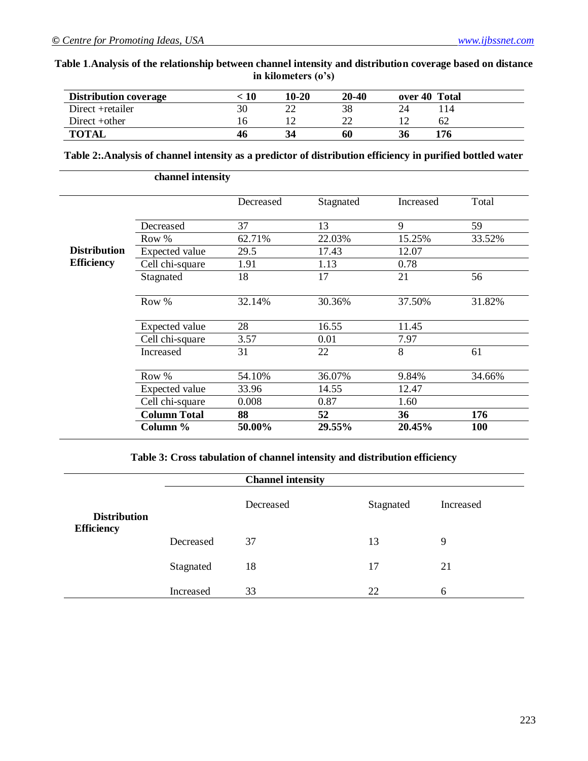**Table 1**.**Analysis of the relationship between channel intensity and distribution coverage based on distance in kilometers (o's)**

| Distribution coverage | < 10 | 10-20 | 20-40 | over 40 | Total |
|---|---|---|---|---|---|
| Direct +retailer | 30 | 22 | 38 | 24 | 114 |
| Direct +other | 16 | 12 | 22 | 12 | 62 |
| **TOTAL** | **46** | **34** | **60** | **36** | **176** |

**Table 2:.Analysis of channel intensity as a predictor of distribution efficiency in purified bottled water**

| | | **channel intensity** | | | |
|---|---|---|---|---|---|
| | | Decreased | Stagnated | Increased | Total |
| **Distribution Efficiency** | Decreased | 37 | 13 | 9 | 59 |
| | Row % | 62.71% | 22.03% | 15.25% | 33.52% |
| | Expected value | 29.5 | 17.43 | 12.07 | |
| | Cell chi-square | 1.91 | 1.13 | 0.78 | |
| | Stagnated | 18 | 17 | 21 | 56 |
| | Row % | 32.14% | 30.36% | 37.50% | 31.82% |
| | Expected value | 28 | 16.55 | 11.45 | |
| | Cell chi-square | 3.57 | 0.01 | 7.97 | |
| | Increased | 31 | 22 | 8 | 61 |
| | Row % | 54.10% | 36.07% | 9.84% | 34.66% |
| | Expected value | 33.96 | 14.55 | 12.47 | |
| | Cell chi-square | 0.008 | 0.87 | 1.60 | |
| | **Column Total** | **88** | **52** | **36** | **176** |
| | **Column %** | **50.00%** | **29.55%** | **20.45%** | **100** |

**Table 3: Cross tabulation of channel intensity and distribution efficiency**

| | | **Channel intensity** | | |
|---|---|---|---|---|
| | | Decreased | Stagnated | Increased |
| **Distribution Efficiency** | Decreased | 37 | 13 | 9 |
| | Stagnated | 18 | 17 | 21 |
| | Increased | 33 | 22 | 6 |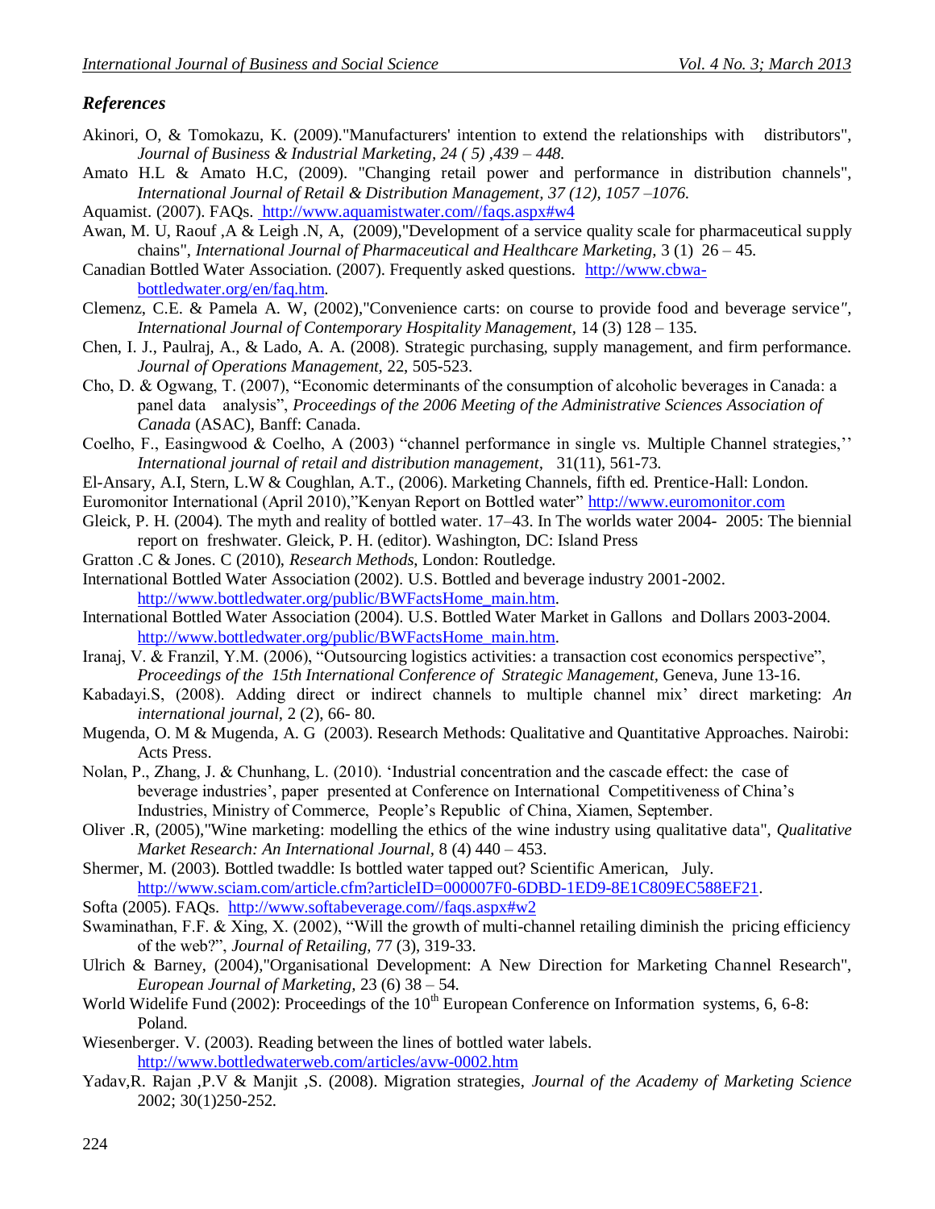## *References*

Akinori, O, & Tomokazu, K. (2009)."Manufacturers' intention to extend the relationships with distributors", *Journal of Business & Industrial Marketing, 24 ( 5) ,439 – 448.*

Amato H.L & Amato H.C, (2009). "Changing retail power and performance in distribution channels", *International Journal of Retail & Distribution Management, 37 (12), 1057 –1076.*

Aquamist. (2007). FAQs. http://www.aquamistwater.com//faqs.aspx#w4

Awan, M. U, Raouf ,A & Leigh .N, A, (2009),"Development of a service quality scale for pharmaceutical supply chains", *International Journal of Pharmaceutical and Healthcare Marketing,* 3 (1) 26 – 45.

Canadian Bottled Water Association. (2007). Frequently asked questions. http://www.cbwa-bottledwater.org/en/faq.htm.

Clemenz, C.E. & Pamela A. W, (2002),"Convenience carts: on course to provide food and beverage service", *International Journal of Contemporary Hospitality Management,* 14 (3) 128 – 135.

Chen, I. J., Paulraj, A., & Lado, A. A. (2008). Strategic purchasing, supply management, and firm performance. *Journal of Operations Management,* 22, 505-523.

Cho, D. & Ogwang, T. (2007), "Economic determinants of the consumption of alcoholic beverages in Canada: a panel data analysis", *Proceedings of the 2006 Meeting of the Administrative Sciences Association of Canada* (ASAC), Banff: Canada.

Coelho, F., Easingwood & Coelho, A (2003) "channel performance in single vs. Multiple Channel strategies,'' *International journal of retail and distribution management,* 31(11), 561-73.

El-Ansary, A.I, Stern, L.W & Coughlan, A.T., (2006). Marketing Channels, fifth ed. Prentice-Hall: London.

Euromonitor International (April 2010),"Kenyan Report on Bottled water" http://www.euromonitor.com

Gleick, P. H. (2004). The myth and reality of bottled water. 17–43. In The worlds water 2004- 2005: The biennial report on freshwater. Gleick, P. H. (editor). Washington, DC: Island Press

Gratton .C & Jones. C (2010), *Research Methods*, London: Routledge.

International Bottled Water Association (2002). U.S. Bottled and beverage industry 2001-2002. http://www.bottledwater.org/public/BWFactsHome_main.htm.

International Bottled Water Association (2004). U.S. Bottled Water Market in Gallons and Dollars 2003-2004. http://www.bottledwater.org/public/BWFactsHome_main.htm.

Iranaj, V. & Franzil, Y.M. (2006), "Outsourcing logistics activities: a transaction cost economics perspective", *Proceedings of the 15th International Conference of Strategic Management,* Geneva, June 13-16.

Kabadayi.S, (2008). Adding direct or indirect channels to multiple channel mix' direct marketing: *An international journal*, 2 (2), 66- 80.

Mugenda, O. M & Mugenda, A. G (2003). Research Methods: Qualitative and Quantitative Approaches. Nairobi: Acts Press.

Nolan, P., Zhang, J. & Chunhang, L. (2010). 'Industrial concentration and the cascade effect: the case of beverage industries', paper presented at Conference on International Competitiveness of China's Industries, Ministry of Commerce, People's Republic of China, Xiamen, September.

Oliver .R, (2005),"Wine marketing: modelling the ethics of the wine industry using qualitative data", *Qualitative Market Research: An International Journal,* 8 (4) 440 – 453.

Shermer, M. (2003). Bottled twaddle: Is bottled water tapped out? Scientific American, July. http://www.sciam.com/article.cfm?articleID=000007F0-6DBD-1ED9-8E1C809EC588EF21.

Softa (2005). FAQs. http://www.softabeverage.com//faqs.aspx#w2

Swaminathan, F.F. & Xing, X. (2002), "Will the growth of multi-channel retailing diminish the pricing efficiency of the web?", *Journal of Retailing,* 77 (3), 319-33.

Ulrich & Barney, (2004),"Organisational Development: A New Direction for Marketing Channel Research", *European Journal of Marketing,* 23 (6) 38 – 54.

World Widelife Fund (2002): Proceedings of the 10th European Conference on Information systems, 6, 6-8: Poland.

Wiesenberger. V. (2003). Reading between the lines of bottled water labels. http://www.bottledwaterweb.com/articles/avw-0002.htm

Yadav,R. Rajan ,P.V & Manjit ,S. (2008). Migration strategies, *Journal of the Academy of Marketing Science* 2002; 30(1)250-252.